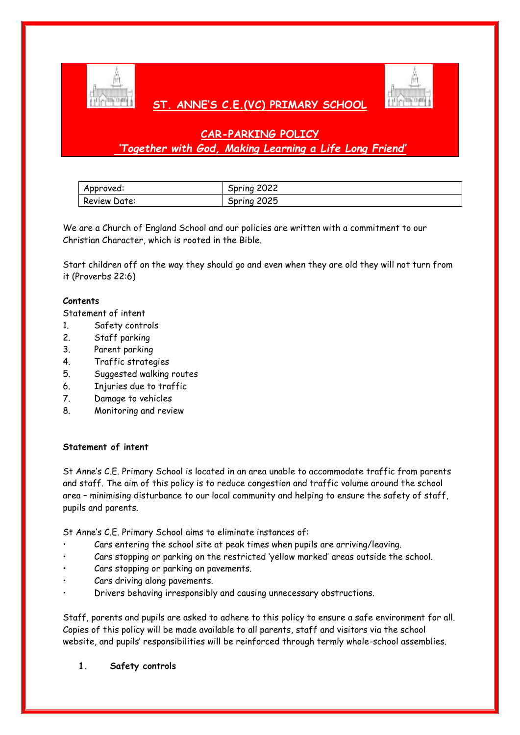# ST. ANNE'S C.E.(VC) PRIMARY SCHOOL

## CAR-PARKING POLICY

*'Together with God, Making Learning a Life Long Friend'*

| Approved: | Spring 2022 |
|---|---|
| Review Date: | Spring 2025 |

We are a Church of England School and our policies are written with a commitment to our Christian Character, which is rooted in the Bible.

Start children off on the way they should go and even when they are old they will not turn from it (Proverbs 22:6)

**Contents**

Statement of intent

1. Safety controls
2. Staff parking
3. Parent parking
4. Traffic strategies
5. Suggested walking routes
6. Injuries due to traffic
7. Damage to vehicles
8. Monitoring and review

**Statement of intent**

St Anne's C.E. Primary School is located in an area unable to accommodate traffic from parents and staff. The aim of this policy is to reduce congestion and traffic volume around the school area – minimising disturbance to our local community and helping to ensure the safety of staff, pupils and parents.

St Anne's C.E. Primary School aims to eliminate instances of:

- Cars entering the school site at peak times when pupils are arriving/leaving.
- Cars stopping or parking on the restricted 'yellow marked' areas outside the school.
- Cars stopping or parking on pavements.
- Cars driving along pavements.
- Drivers behaving irresponsibly and causing unnecessary obstructions.

Staff, parents and pupils are asked to adhere to this policy to ensure a safe environment for all. Copies of this policy will be made available to all parents, staff and visitors via the school website, and pupils' responsibilities will be reinforced through termly whole-school assemblies.

**1. Safety controls**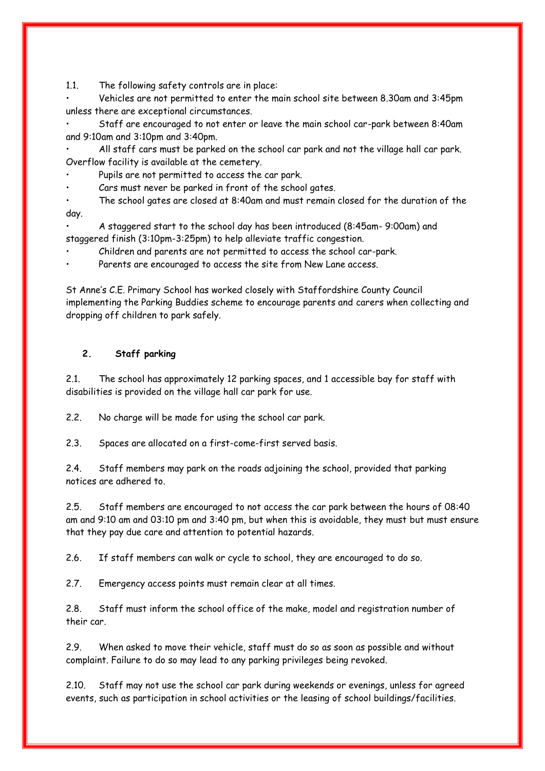1.1. The following safety controls are in place:

- Vehicles are not permitted to enter the main school site between 8.30am and 3:45pm unless there are exceptional circumstances.
- Staff are encouraged to not enter or leave the main school car-park between 8:40am and 9:10am and 3:10pm and 3:40pm.
- All staff cars must be parked on the school car park and not the village hall car park. Overflow facility is available at the cemetery.
- Pupils are not permitted to access the car park.
- Cars must never be parked in front of the school gates.
- The school gates are closed at 8:40am and must remain closed for the duration of the day.
- A staggered start to the school day has been introduced (8:45am- 9:00am) and staggered finish (3:10pm-3:25pm) to help alleviate traffic congestion.
- Children and parents are not permitted to access the school car-park.
- Parents are encouraged to access the site from New Lane access.

St Anne's C.E. Primary School has worked closely with Staffordshire County Council implementing the Parking Buddies scheme to encourage parents and carers when collecting and dropping off children to park safely.

## 2. Staff parking

2.1. The school has approximately 12 parking spaces, and 1 accessible bay for staff with disabilities is provided on the village hall car park for use.

2.2. No charge will be made for using the school car park.

2.3. Spaces are allocated on a first-come-first served basis.

2.4. Staff members may park on the roads adjoining the school, provided that parking notices are adhered to.

2.5. Staff members are encouraged to not access the car park between the hours of 08:40 am and 9:10 am and 03:10 pm and 3:40 pm, but when this is avoidable, they must but must ensure that they pay due care and attention to potential hazards.

2.6. If staff members can walk or cycle to school, they are encouraged to do so.

2.7. Emergency access points must remain clear at all times.

2.8. Staff must inform the school office of the make, model and registration number of their car.

2.9. When asked to move their vehicle, staff must do so as soon as possible and without complaint. Failure to do so may lead to any parking privileges being revoked.

2.10. Staff may not use the school car park during weekends or evenings, unless for agreed events, such as participation in school activities or the leasing of school buildings/facilities.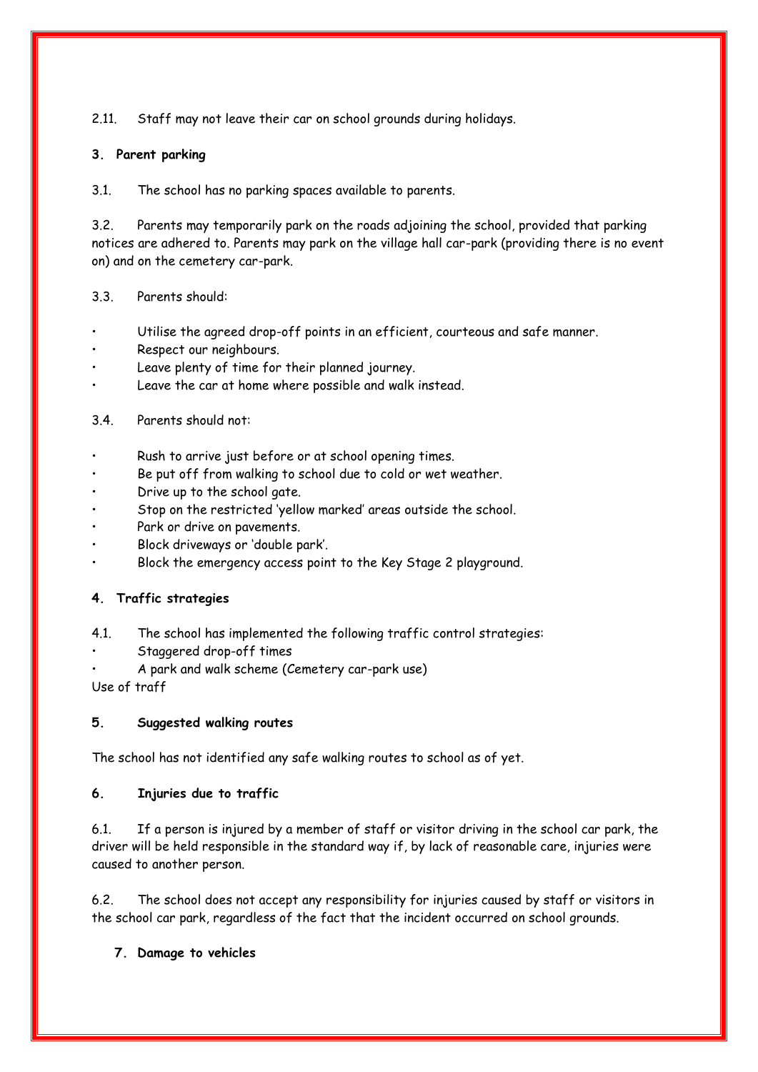2.11. Staff may not leave their car on school grounds during holidays.

## 3. Parent parking

3.1. The school has no parking spaces available to parents.

3.2. Parents may temporarily park on the roads adjoining the school, provided that parking notices are adhered to. Parents may park on the village hall car-park (providing there is no event on) and on the cemetery car-park.

3.3. Parents should:

- Utilise the agreed drop-off points in an efficient, courteous and safe manner.
- Respect our neighbours.
- Leave plenty of time for their planned journey.
- Leave the car at home where possible and walk instead.

3.4. Parents should not:

- Rush to arrive just before or at school opening times.
- Be put off from walking to school due to cold or wet weather.
- Drive up to the school gate.
- Stop on the restricted 'yellow marked' areas outside the school.
- Park or drive on pavements.
- Block driveways or 'double park'.
- Block the emergency access point to the Key Stage 2 playground.

## 4. Traffic strategies

4.1. The school has implemented the following traffic control strategies:

- Staggered drop-off times
- A park and walk scheme (Cemetery car-park use)

Use of traff

## 5. Suggested walking routes

The school has not identified any safe walking routes to school as of yet.

## 6. Injuries due to traffic

6.1. If a person is injured by a member of staff or visitor driving in the school car park, the driver will be held responsible in the standard way if, by lack of reasonable care, injuries were caused to another person.

6.2. The school does not accept any responsibility for injuries caused by staff or visitors in the school car park, regardless of the fact that the incident occurred on school grounds.

## 7. Damage to vehicles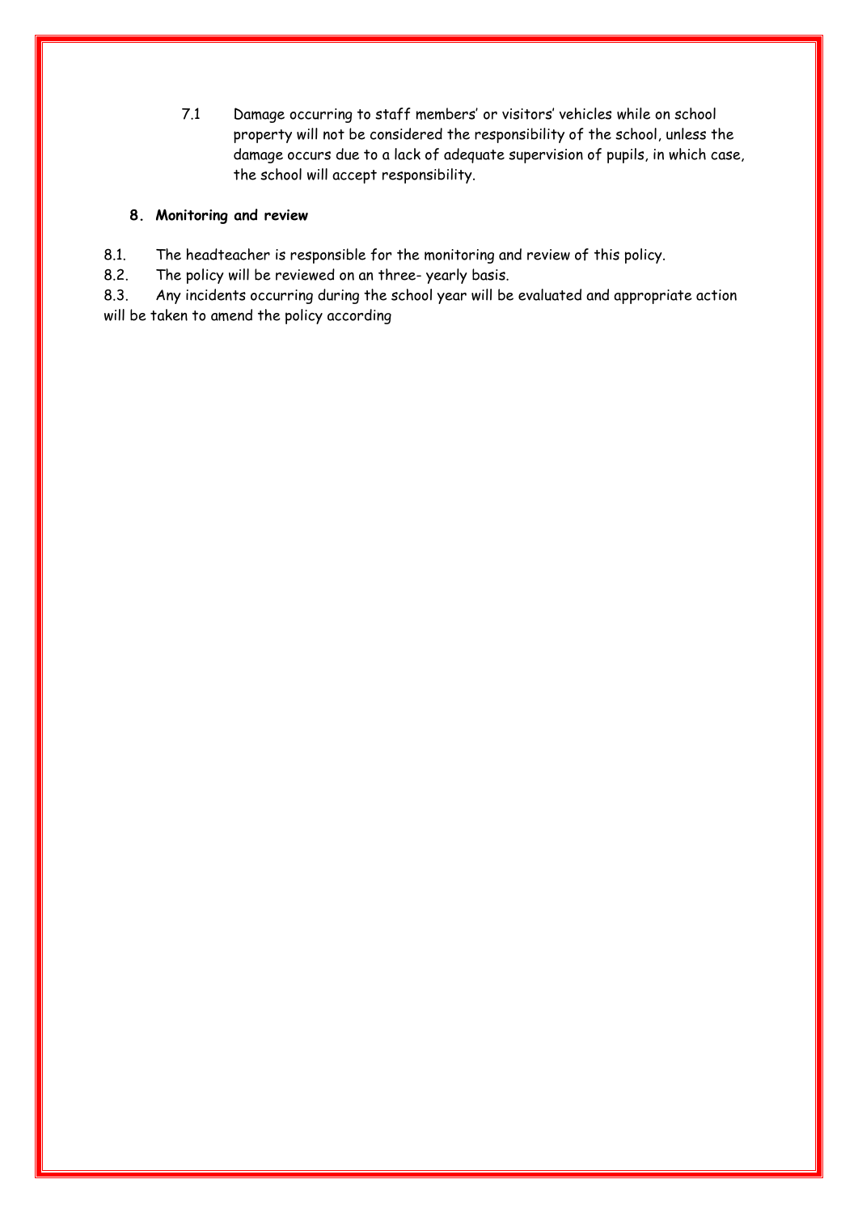7.1 Damage occurring to staff members' or visitors' vehicles while on school property will not be considered the responsibility of the school, unless the damage occurs due to a lack of adequate supervision of pupils, in which case, the school will accept responsibility.

**8. Monitoring and review**

8.1. The headteacher is responsible for the monitoring and review of this policy.

8.2. The policy will be reviewed on an three- yearly basis.

8.3. Any incidents occurring during the school year will be evaluated and appropriate action will be taken to amend the policy according